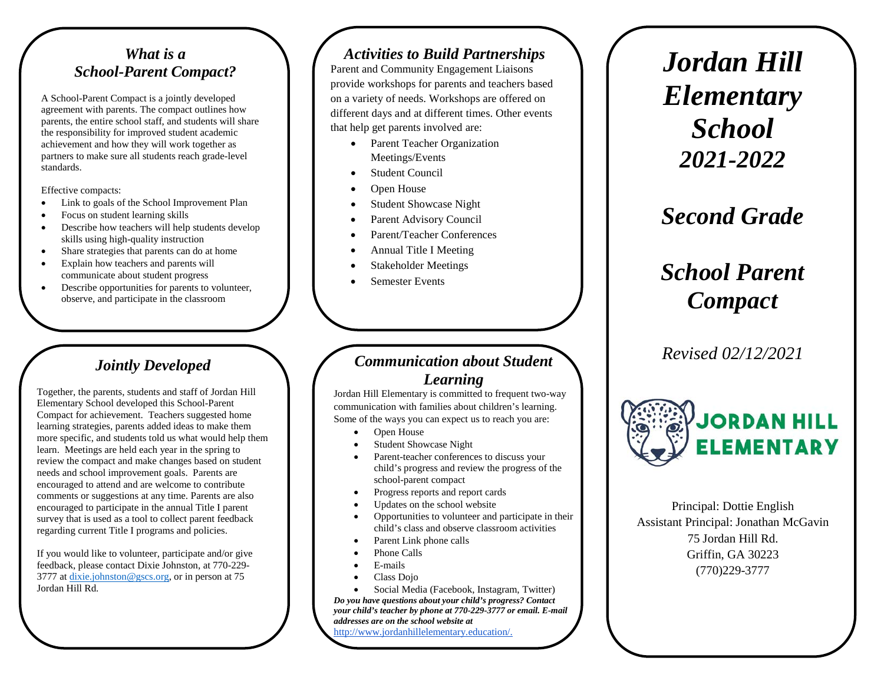## *What is a School-Parent Compact?*

A School-Parent Compact is a jointly developed agreement with parents. The compact outlines how parents, the entire school staff, and students will share the responsibility for improved student academic achievement and how they will work together as partners to make sure all students reach grade-level standards.

Effective compacts:

- Link to goals of the School Improvement Plan
- Focus on student learning skills
- Describe how teachers will help students develop skills using high-quality instruction
- Share strategies that parents can do at home
- Explain how teachers and parents will communicate about student progress
- Describe opportunities for parents to volunteer, observe, and participate in the classroom

## *Jointly Developed*

Together, the parents, students and staff of Jordan Hill Elementary School developed this School-Parent Compact for achievement. Teachers suggested home learning strategies, parents added ideas to make them more specific, and students told us what would help them learn. Meetings are held each year in the spring to review the compact and make changes based on student needs and school improvement goals. Parents are encouraged to attend and are welcome to contribute comments or suggestions at any time. Parents are also encouraged to participate in the annual Title I parent survey that is used as a tool to collect parent feedback regarding current Title I programs and policies.

If you would like to volunteer, participate and/or give feedback, please contact Dixie Johnston, at 770-229-3777 at dixie.johnston@gscs.org, or in person at 75 Jordan Hill Rd.

## *Activities to Build Partnerships*

Parent and Community Engagement Liaisons provide workshops for parents and teachers based on a variety of needs. Workshops are offered on different days and at different times. Other events that help get parents involved are:

- Parent Teacher Organization Meetings/Events
- Student Council
- Open House
- Student Showcase Night
- Parent Advisory Council
- Parent/Teacher Conferences
- Annual Title I Meeting
- Stakeholder Meetings
- Semester Events

## *Communication about Student Learning*

Jordan Hill Elementary is committed to frequent two-way communication with families about children's learning. Some of the ways you can expect us to reach you are:

- Open House
- Student Showcase Night
- Parent-teacher conferences to discuss your child's progress and review the progress of the school-parent compact
- Progress reports and report cards
- Updates on the school website
- Opportunities to volunteer and participate in their child's class and observe classroom activities
- Parent Link phone calls
- Phone Calls
- E-mails
- Class Dojo
- Social Media (Facebook, Instagram, Twitter)

***Do you have questions about your child's progress? Contact your child's teacher by phone at 770-229-3777 or email. E-mail addresses are on the school website at*** http://www.jordanhillelementary.education/.

# *Jordan Hill Elementary School 2021-2022*

## *Second Grade*

## *School Parent Compact*

*Revised 02/12/2021*

JORDAN HILL ELEMENTARY

Principal: Dottie English
Assistant Principal: Jonathan McGavin
75 Jordan Hill Rd.
Griffin, GA 30223
(770)229-3777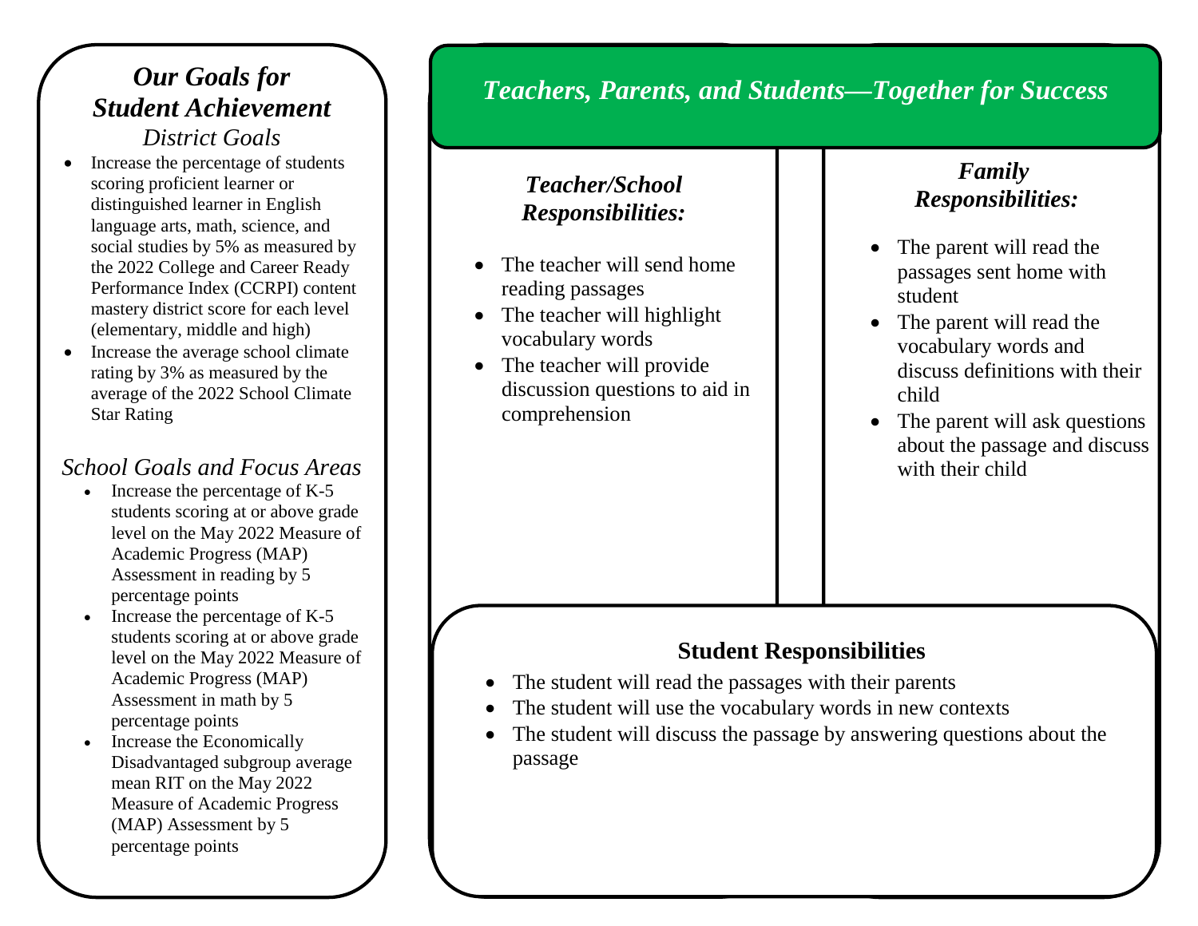## *Our Goals for Student Achievement*

### *District Goals*

- Increase the percentage of students scoring proficient learner or distinguished learner in English language arts, math, science, and social studies by 5% as measured by the 2022 College and Career Ready Performance Index (CCRPI) content mastery district score for each level (elementary, middle and high)
- Increase the average school climate rating by 3% as measured by the average of the 2022 School Climate Star Rating

### *School Goals and Focus Areas*

- Increase the percentage of K-5 students scoring at or above grade level on the May 2022 Measure of Academic Progress (MAP) Assessment in reading by 5 percentage points
- Increase the percentage of K-5 students scoring at or above grade level on the May 2022 Measure of Academic Progress (MAP) Assessment in math by 5 percentage points
- Increase the Economically Disadvantaged subgroup average mean RIT on the May 2022 Measure of Academic Progress (MAP) Assessment by 5 percentage points

## *Teachers, Parents, and Students—Together for Success*

### *Teacher/School Responsibilities:*

- The teacher will send home reading passages
- The teacher will highlight vocabulary words
- The teacher will provide discussion questions to aid in comprehension

### *Family Responsibilities:*

- The parent will read the passages sent home with student
- The parent will read the vocabulary words and discuss definitions with their child
- The parent will ask questions about the passage and discuss with their child

### **Student Responsibilities**

- The student will read the passages with their parents
- The student will use the vocabulary words in new contexts
- The student will discuss the passage by answering questions about the passage